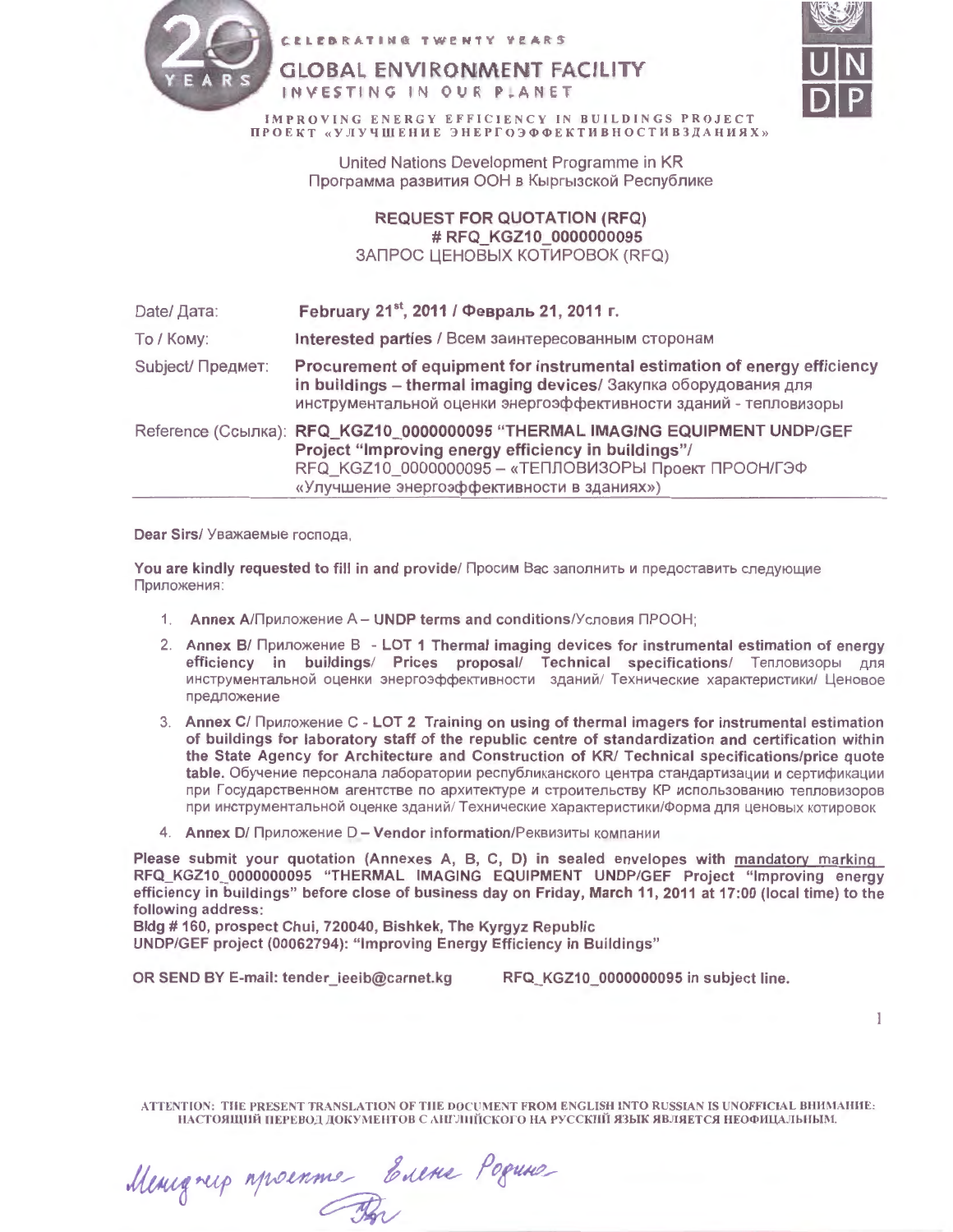CELEBRATING TWENTY YEARS

GLOBAL ENVIRONMENT FACILITY

INVESTING IN OUR PLANET

IMPROVING ENERGY EFFICIENCY IN BUILDINGS PROJECT
ПРОЕКТ «УЛУЧШЕНИЕ ЭНЕРГОЭФФЕКТИВНОСТИВЗДАНИЯХ»

United Nations Development Programme in KR
Программа развития ООН в Кыргызской Республике

## REQUEST FOR QUOTATION (RFQ)
## # RFQ_KGZ10_0000000095
ЗАПРОС ЦЕНОВЫХ КОТИРОВОК (RFQ)

| | |
|---|---|
| Date/ Дата: | **February 21st, 2011 / Февраль 21, 2011 г.** |
| To / Кому: | **Interested parties** / Всем заинтересованным сторонам |
| Subject/ Предмет: | **Procurement of equipment for instrumental estimation of energy efficiency in buildings – thermal imaging devices/** Закупка оборудования для инструментальной оценки энергоэффективности зданий - тепловизоры |
| Reference (Ссылка): | **RFQ_KGZ10_0000000095 "THERMAL IMAGING EQUIPMENT UNDP/GEF Project "Improving energy efficiency in buildings"/** RFQ_KGZ10_0000000095 – «ТЕПЛОВИЗОРЫ Проект ПРООН/ГЭФ «Улучшение энергоэффективности в зданиях») |

**Dear Sirs/** Уважаемые господа,

**You are kindly requested to fill in and provide/** Просим Вас заполнить и предоставить следующие Приложения:

1. **Annex A/**Приложение А – **UNDP terms and conditions/**Условия ПРООН;
2. **Annex B/** Приложение В - **LOT 1 Thermal imaging devices for instrumental estimation of energy efficiency in buildings/ Prices proposal/ Technical specifications/** Тепловизоры для инструментальной оценки энергоэффективности зданий/ Технические характеристики/ Ценовое предложение
3. **Annex C/** Приложение С - **LOT 2 Training on using of thermal imagers for instrumental estimation of buildings for laboratory staff of the republic centre of standardization and certification within the State Agency for Architecture and Construction of KR/ Technical specifications/price quote table.** Обучение персонала лаборатории республиканского центра стандартизации и сертификации при Государственном агентстве по архитектуре и строительству КР использованию тепловизоров при инструментальной оценке зданий/ Технические характеристики/Форма для ценовых котировок
4. **Annex D/** Приложение D – **Vendor information/**Реквизиты компании

**Please submit your quotation (Annexes A, B, C, D) in sealed envelopes with mandatory marking RFQ_KGZ10_0000000095 "THERMAL IMAGING EQUIPMENT UNDP/GEF Project "Improving energy efficiency in buildings" before close of business day on Friday, March 11, 2011 at 17:00 (local time) to the following address:**
**Bldg # 160, prospect Chui, 720040, Bishkek, The Kyrgyz Republic**
**UNDP/GEF project (00062794): "Improving Energy Efficiency in Buildings"**

**OR SEND BY E-mail: tender_ieeib@carnet.kg RFQ_KGZ10_0000000095 in subject line.**

ATTENTION: THE PRESENT TRANSLATION OF THE DOCUMENT FROM ENGLISH INTO RUSSIAN IS UNOFFICIAL ВНИМАНИЕ: НАСТОЯЩИЙ ПЕРЕВОД ДОКУМЕНТОВ С АНГЛИЙСКОГО НА РУССКИЙ ЯЗЫК ЯВЛЯЕТСЯ НЕОФИЦИАЛЬНЫМ.

Менеджер проекта Елена Родина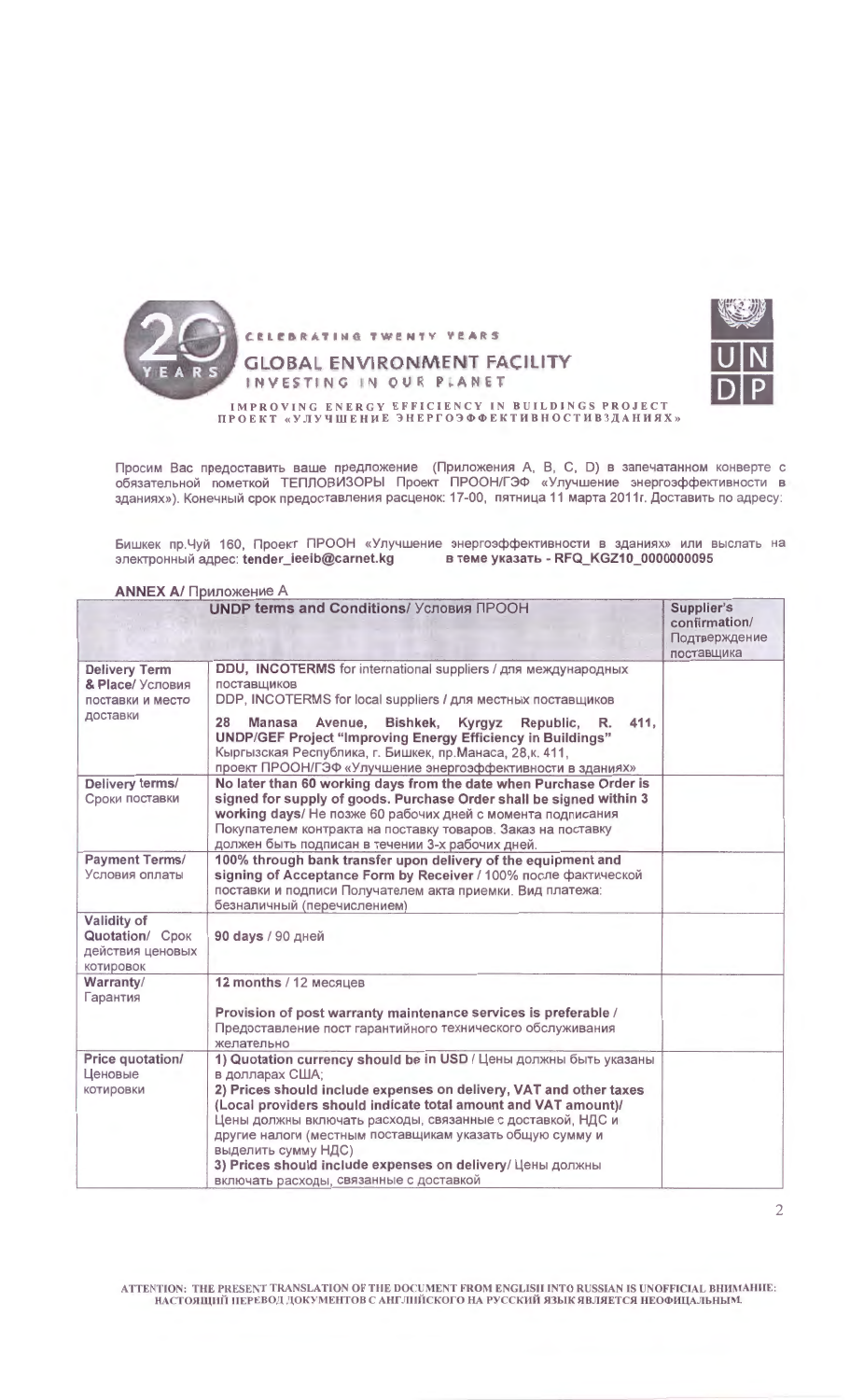CELEBRATING TWENTY YEARS

GLOBAL ENVIRONMENT FACILITY

INVESTING IN OUR PLANET

IMPROVING ENERGY EFFICIENCY IN BUILDINGS PROJECT
ПРОЕКТ «УЛУЧШЕНИЕ ЭНЕРГОЭФФЕКТИВНОСТИ ВЗДАНИЯХ»

Просим Вас предоставить ваше предложение (Приложения A, B, C, D) в запечатанном конверте с обязательной пометкой ТЕПЛОВИЗОРЫ Проект ПРООН/ГЭФ «Улучшение энергоэффективности в зданиях»). Конечный срок предоставления расценок: 17-00, пятница 11 марта 2011г. Доставить по адресу:

Бишкек пр.Чуй 160, Проект ПРООН «Улучшение энергоэффективности в зданиях» или выслать на электронный адрес: **tender_ieeib@carnet.kg** **в теме указать - RFQ_KGZ10_0000000095**

**ANNEX A/** Приложение А

| | **UNDP terms and Conditions/** Условия ПРООН | **Supplier's confirmation/** Подтверждение поставщика |
|---|---|---|
| **Delivery Term & Place/** Условия поставки и место доставки | **DDU, INCOTERMS** for international suppliers / для международных поставщиков<br>DDP, INCOTERMS for local suppliers / для местных поставщиков<br>**28 Manasa Avenue, Bishkek, Kyrgyz Republic, R. 411, UNDP/GEF Project "Improving Energy Efficiency in Buildings"**<br>Кыргызская Республика, г. Бишкек, пр.Манаса, 28,к. 411, проект ПРООН/ГЭФ «Улучшение энергоэффективности в зданиях» | |
| **Delivery terms/** Сроки поставки | **No later than 60 working days from the date when Purchase Order is signed for supply of goods. Purchase Order shall be signed within 3 working days/** Не позже 60 рабочих дней с момента подписания Покупателем контракта на поставку товаров. Заказ на поставку должен быть подписан в течении 3-х рабочих дней. | |
| **Payment Terms/** Условия оплаты | **100% through bank transfer upon delivery of the equipment and signing of Acceptance Form by Receiver** / 100% после фактической поставки и подписи Получателем акта приемки. Вид платежа: безналичный (перечислением) | |
| **Validity of Quotation/** Срок действия ценовых котировок | **90 days** / 90 дней | |
| **Warranty/** Гарантия | **12 months** / 12 месяцев<br>**Provision of post warranty maintenance services is preferable** / Предоставление пост гарантийного технического обслуживания желательно | |
| **Price quotation/** Ценовые котировки | **1) Quotation currency should be in USD** / Цены должны быть указаны в долларах США;<br>**2) Prices should include expenses on delivery, VAT and other taxes (Local providers should indicate total amount and VAT amount)/** Цены должны включать расходы, связанные с доставкой, НДС и другие налоги (местным поставщикам указать общую сумму и выделить сумму НДС)<br>**3) Prices should include expenses on delivery/** Цены должны включать расходы, связанные с доставкой | |

ATTENTION: THE PRESENT TRANSLATION OF THE DOCUMENT FROM ENGLISH INTO RUSSIAN IS UNOFFICIAL ВНИМАНИЕ: НАСТОЯЩИЙ ПЕРЕВОД ДОКУМЕНТОВ С АНГЛИЙСКОГО НА РУССКИЙ ЯЗЫК ЯВЛЯЕТСЯ НЕОФИЦАЛЬНЫМ.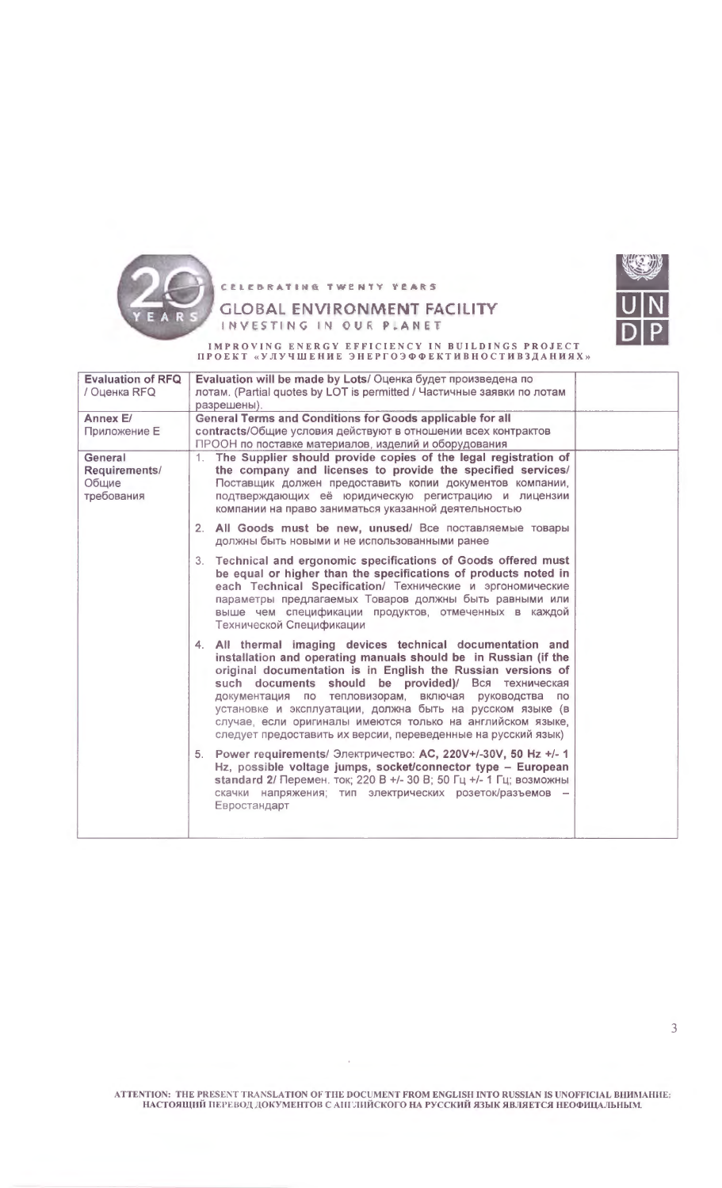CELEBRATING TWENTY YEARS

GLOBAL ENVIRONMENT FACILITY

INVESTING IN OUR PLANET

IMPROVING ENERGY EFFICIENCY IN BUILDINGS PROJECT
ПРОЕКТ «УЛУЧШЕНИЕ ЭНЕРГОЭФФЕКТИВНОСТИВЗДАНИЯХ»

| | | |
|---|---|---|
| **Evaluation of RFQ** / Оценка RFQ | **Evaluation will be made by Lots**/ Оценка будет произведена по лотам. (Partial quotes by LOT is permitted / Частичные заявки по лотам разрешены). | |
| **Annex E**/ Приложение Е | **General Terms and Conditions for Goods applicable for all contracts**/Общие условия действуют в отношении всех контрактов ПРООН по поставке материалов, изделий и оборудования | |
| **General Requirements**/ Общие требования | 1. **The Supplier should provide copies of the legal registration of the company and licenses to provide the specified services**/ Поставщик должен предоставить копии документов компании, подтверждающих её юридическую регистрацию и лицензии компании на право заниматься указанной деятельностью<br><br>2. **All Goods must be new, unused**/ Все поставляемые товары должны быть новыми и не использованными ранее<br><br>3. **Technical and ergonomic specifications of Goods offered must be equal or higher than the specifications of products noted in each Technical Specification**/ Технические и эргономические параметры предлагаемых Товаров должны быть равными или выше чем спецификации продуктов, отмеченных в каждой Технической Спецификации<br><br>4. **All thermal imaging devices technical documentation and installation and operating manuals should be in Russian (if the original documentation is in English the Russian versions of such documents should be provided)**/ Вся техническая документация по тепловизорам, включая руководства по установке и эксплуатации, должна быть на русском языке (в случае, если оригиналы имеются только на английском языке, следует предоставить их версии, переведенные на русский язык)<br><br>5. **Power requirements**/ Электричество: **AC, 220V+/-30V, 50 Hz +/- 1 Hz, possible voltage jumps, socket/connector type – European standard 2**/ Перемен. ток; 220 В +/- 30 В; 50 Гц +/- 1 Гц; возможны скачки напряжения; тип электрических розеток/разъемов – Евростандарт | |

ATTENTION: THE PRESENT TRANSLATION OF THE DOCUMENT FROM ENGLISH INTO RUSSIAN IS UNOFFICIAL ВНИМАНИЕ: НАСТОЯЩИЙ ПЕРЕВОД ДОКУМЕНТОВ С АНГЛИЙСКОГО НА РУССКИЙ ЯЗЫК ЯВЛЯЕТСЯ НЕОФИЦИАЛЬНЫМ.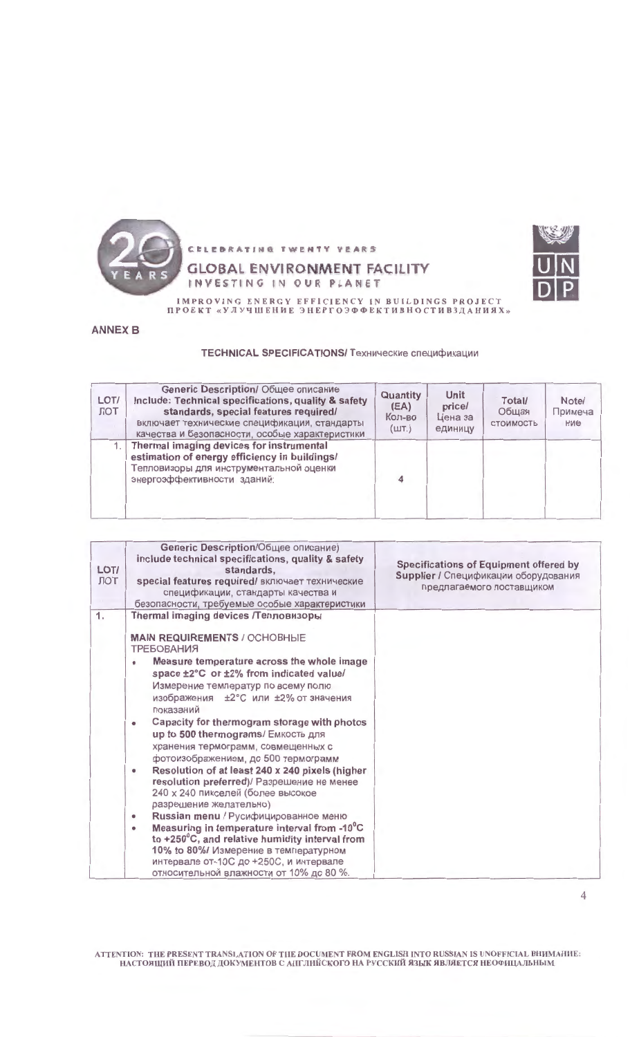CELEBRATING TWENTY YEARS
GLOBAL ENVIRONMENT FACILITY
INVESTING IN OUR PLANET

IMPROVING ENERGY EFFICIENCY IN BUILDINGS PROJECT
ПРОЕКТ «УЛУЧШЕНИЕ ЭНЕРГОЭФФЕКТИВНОСТИВЗДАНИЯХ»

**ANNEX B**

**TECHNICAL SPECIFICATIONS/** Технические спецификации

| LOT/ ЛОТ | Generic Description/ Общее описание Include: Technical specifications, quality & safety standards, special features required/ включает технические спецификации, стандарты качества и безопасности, особые характеристики | Quantity (EA) Кол-во (шт.) | Unit price/ Цена за единицу | Total/ Общая стоимость | Note/ Примечание |
|---|---|---|---|---|---|
| 1. | **Thermal imaging devices for instrumental estimation of energy efficiency in buildings/** Тепловизоры для инструментальной оценки энергоэффективности зданий: | 4 | | | |

| LOT/ ЛОТ | Generic Description/Общее описание) include technical specifications, quality & safety standards, special features required/ включает технические спецификации, стандарты качества и безопасности, требуемые особые характеристики | Specifications of Equipment offered by Supplier / Спецификации оборудования предлагаемого поставщиком |
|---|---|---|
| 1. | **Thermal imaging devices /Тепловизоры**<br><br>**MAIN REQUIREMENTS** / ОСНОВНЫЕ ТРЕБОВАНИЯ<br>• **Measure temperature across the whole image space ±2°C or ±2% from indicated value/** Измерение температур по всему полю изображения ±2°C или ±2% от значения показаний<br>• **Capacity for thermogram storage with photos up to 500 thermograms/** Емкость для хранения термограмм, совмещенных с фотоизображением, до 500 термограмм<br>• **Resolution of at least 240 x 240 pixels (higher resolution preferred)/** Разрешение не менее 240 x 240 пикселей (более высокое разрешение желательно)<br>• **Russian menu** / Русифицированное меню<br>• **Measuring in temperature interval from -10°C to +250°C, and relative humidity interval from 10% to 80%/** Измерение в температурном интервале от-10С до +250С, и интервале относительной влажности от 10% до 80 %. | |

ATTENTION: THE PRESENT TRANSLATION OF THE DOCUMENT FROM ENGLISH INTO RUSSIAN IS UNOFFICIAL ВНИМАНИЕ: НАСТОЯЩИЙ ПЕРЕВОД ДОКУМЕНТОВ С АНГЛИЙСКОГО НА РУССКИЙ ЯЗЫК ЯВЛЯЕТСЯ НЕОФИЦИАЛЬНЫМ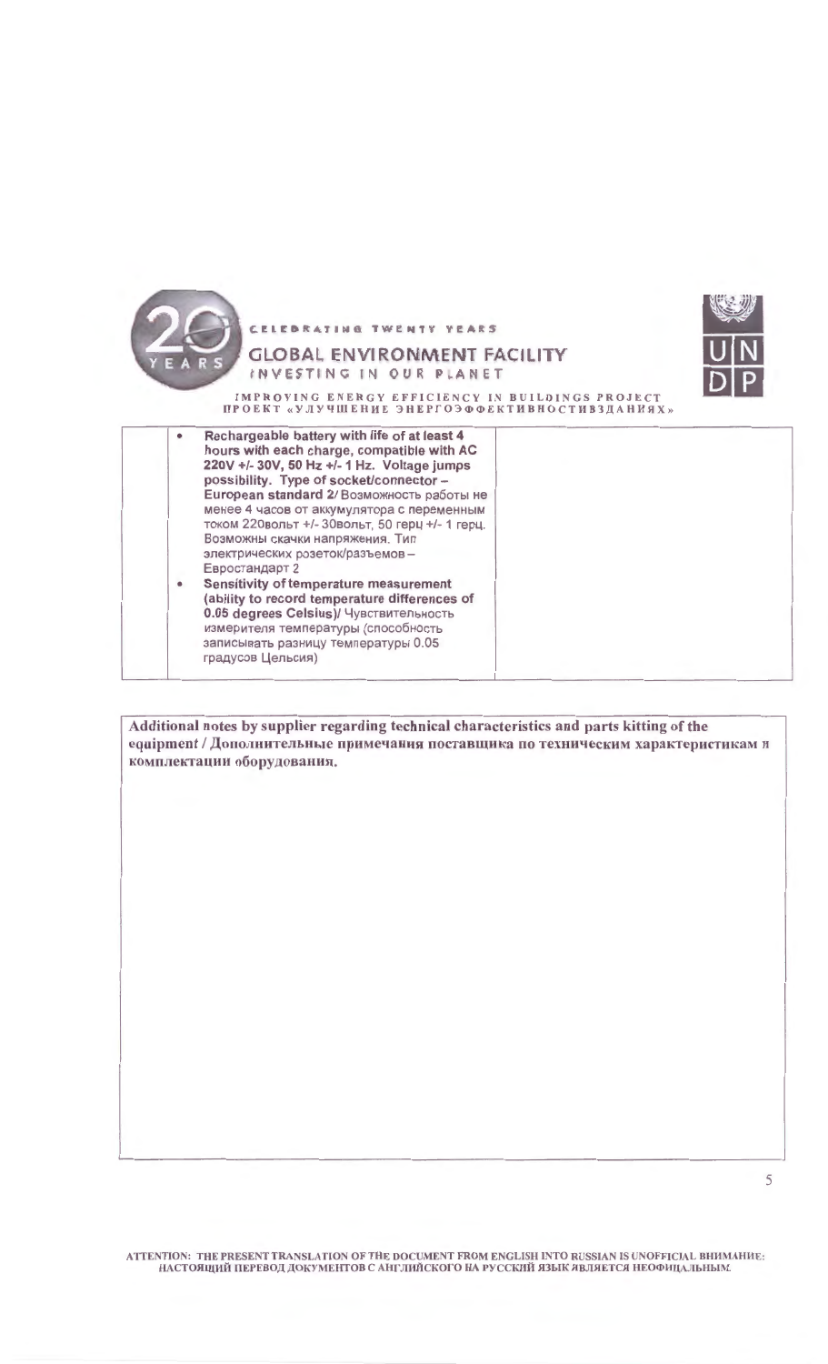| | | |
|---|---|---|
| | • **Rechargeable battery with life of at least 4 hours with each charge, compatible with AC 220V +/- 30V, 50 Hz +/- 1 Hz. Voltage jumps possibility. Type of socket/connector – European standard 2**/ Возможность работы не менее 4 часов от аккумулятора с переменным током 220вольт +/- 30вольт, 50 герц +/- 1 герц. Возможны скачки напряжения. Тип электрических розеток/разъемов – Евростандарт 2<br>• **Sensitivity of temperature measurement (ability to record temperature differences of 0.05 degrees Celsius)**/ Чувствительность измерителя температуры (способность записывать разницу температуры 0.05 градусов Цельсия) | |

| |
|---|
| **Additional notes by supplier regarding technical characteristics and parts kitting of the equipment / Дополнительные примечания поставщика по техническим характеристикам и комплектации оборудования.** |

ATTENTION: THE PRESENT TRANSLATION OF THE DOCUMENT FROM ENGLISH INTO RUSSIAN IS UNOFFICIAL ВНИМАНИЕ: НАСТОЯЩИЙ ПЕРЕВОД ДОКУМЕНТОВ С АНГЛИЙСКОГО НА РУССКИЙ ЯЗЫК ЯВЛЯЕТСЯ НЕОФИЦИАЛЬНЫМ.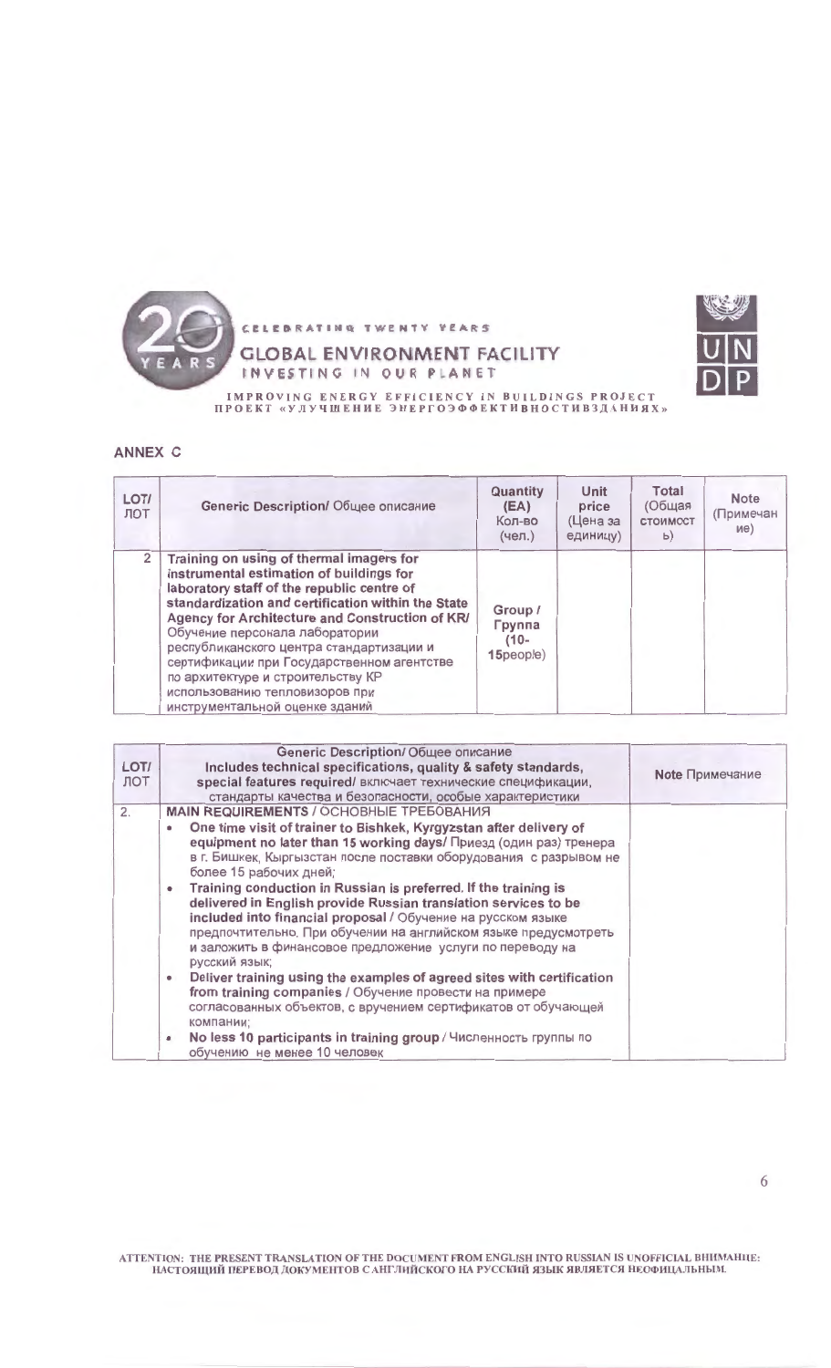CELEBRATING TWENTY YEARS
GLOBAL ENVIRONMENT FACILITY
INVESTING IN OUR PLANET

IMPROVING ENERGY EFFICIENCY IN BUILDINGS PROJECT
ПРОЕКТ «УЛУЧШЕНИЕ ЭНЕРГОЭФФЕКТИВНОСТИ В ЗДАНИЯХ»

## ANNEX C

| LOT/ ЛОТ | Generic Description/ Общее описание | Quantity (EA) Кол-во (чел.) | Unit price (Цена за единицу) | Total (Общая стоимость) | Note (Примечание) |
|---|---|---|---|---|---|
| 2 | **Training on using of thermal imagers for instrumental estimation of buildings for laboratory staff of the republic centre of standardization and certification within the State Agency for Architecture and Construction of KR/** Обучение персонала лаборатории республиканского центра стандартизации и сертификации при Государственном агентстве по архитектуре и строительству КР использованию тепловизоров при инструментальной оценке зданий | Group / Группа (10-15people) | | | |

| LOT/ ЛОТ | Generic Description/ Общее описание **Includes technical specifications, quality & safety standards, special features required/** включает технические спецификации, стандарты качества и безопасности, особые характеристики | **Note** Примечание |
|---|---|---|
| 2. | **MAIN REQUIREMENTS** / ОСНОВНЫЕ ТРЕБОВАНИЯ<br>• **One time visit of trainer to Bishkek, Kyrgyzstan after delivery of equipment no later than 15 working days/** Приезд (один раз) тренера в г. Бишкек, Кыргызстан после поставки оборудования с разрывом не более 15 рабочих дней;<br>• **Training conduction in Russian is preferred. If the training is delivered in English provide Russian translation services to be included into financial proposal** / Обучение на русском языке предпочтительно. При обучении на английском языке предусмотреть и заложить в финансовое предложение услуги по переводу на русский язык;<br>• **Deliver training using the examples of agreed sites with certification from training companies** / Обучение провести на примере согласованных объектов, с вручением сертификатов от обучающей компании;<br>• **No less 10 participants in training group** / Численность группы по обучению не менее 10 человек | |

ATTENTION: THE PRESENT TRANSLATION OF THE DOCUMENT FROM ENGLISH INTO RUSSIAN IS UNOFFICIAL ВНИМАНИЕ: НАСТОЯЩИЙ ПЕРЕВОД ДОКУМЕНТОВ С АНГЛИЙСКОГО НА РУССКИЙ ЯЗЫК ЯВЛЯЕТСЯ НЕОФИЦИАЛЬНЫМ.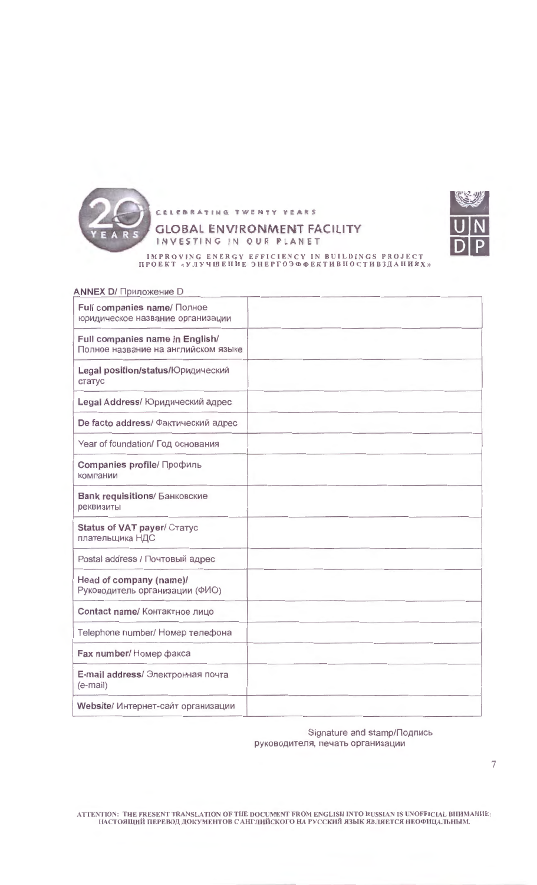CELEBRATING TWENTY YEARS
GLOBAL ENVIRONMENT FACILITY
INVESTING IN OUR PLANET

IMPROVING ENERGY EFFICIENCY IN BUILDINGS PROJECT
ПРОЕКТ «УЛУЧШЕНИЕ ЭНЕРГОЭФФЕКТИВНОСТИВЗДАНИЯХ»

**ANNEX D/** Приложение D

| | |
|---|---|
| **Full companies name/** Полное юридическое название организации | |
| **Full companies name in English/** Полное название на английском языке | |
| **Legal position/status/**Юридический статус | |
| **Legal Address/** Юридический адрес | |
| **De facto address/** Фактический адрес | |
| Year of foundation/ Год основания | |
| **Companies profile/** Профиль компании | |
| **Bank requisitions/** Банковские реквизиты | |
| **Status of VAT payer/** Статус плательщика НДС | |
| Postal address / Почтовый адрес | |
| **Head of company (name)/** Руководитель организации (ФИО) | |
| **Contact name/** Контактное лицо | |
| Telephone number/ Номер телефона | |
| **Fax number/** Номер факса | |
| **E-mail address/** Электронная почта (e-mail) | |
| **Website/** Интернет-сайт организации | |

Signature and stamp/Подпись руководителя, печать организации

ATTENTION: THE PRESENT TRANSLATION OF THE DOCUMENT FROM ENGLISH INTO RUSSIAN IS UNOFFICIAL ВНИМАНИЕ: НАСТОЯЩИЙ ПЕРЕВОД ДОКУМЕНТОВ С АНГЛИЙСКОГО НА РУССКИЙ ЯЗЫК ЯВЛЯЕТСЯ НЕОФИЦИАЛЬНЫМ.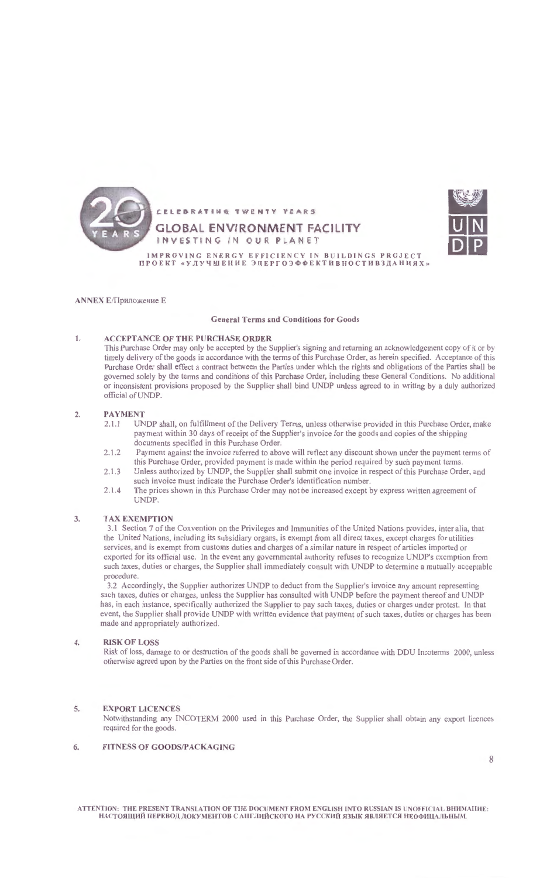CELEBRATING TWENTY YEARS

GLOBAL ENVIRONMENT FACILITY

INVESTING IN OUR PLANET

IMPROVING ENERGY EFFICIENCY IN BUILDINGS PROJECT
ПРОЕКТ «УЛУЧШЕНИЕ ЭНЕРГОЭФФЕКТИВНОСТИВЗДАНИЯХ»

**ANNEX E**/Приложение E

**General Terms and Conditions for Goods**

## 1. ACCEPTANCE OF THE PURCHASE ORDER

This Purchase Order may only be accepted by the Supplier's signing and returning an acknowledgement copy of it or by timely delivery of the goods in accordance with the terms of this Purchase Order, as herein specified. Acceptance of this Purchase Order shall effect a contract between the Parties under which the rights and obligations of the Parties shall be governed solely by the terms and conditions of this Purchase Order, including these General Conditions. No additional or inconsistent provisions proposed by the Supplier shall bind UNDP unless agreed to in writing by a duly authorized official of UNDP.

## 2. PAYMENT

2.1.1 UNDP shall, on fulfillment of the Delivery Terms, unless otherwise provided in this Purchase Order, make payment within 30 days of receipt of the Supplier's invoice for the goods and copies of the shipping documents specified in this Purchase Order.

2.1.2 Payment against the invoice referred to above will reflect any discount shown under the payment terms of this Purchase Order, provided payment is made within the period required by such payment terms.

2.1.3 Unless authorized by UNDP, the Supplier shall submit one invoice in respect of this Purchase Order, and such invoice must indicate the Purchase Order's identification number.

2.1.4 The prices shown in this Purchase Order may not be increased except by express written agreement of UNDP.

## 3. TAX EXEMPTION

3.1 Section 7 of the Convention on the Privileges and Immunities of the United Nations provides, inter alia, that the United Nations, including its subsidiary organs, is exempt from all direct taxes, except charges for utilities services, and is exempt from customs duties and charges of a similar nature in respect of articles imported or exported for its official use. In the event any governmental authority refuses to recognize UNDP's exemption from such taxes, duties or charges, the Supplier shall immediately consult with UNDP to determine a mutually acceptable procedure.

3.2 Accordingly, the Supplier authorizes UNDP to deduct from the Supplier's invoice any amount representing such taxes, duties or charges, unless the Supplier has consulted with UNDP before the payment thereof and UNDP has, in each instance, specifically authorized the Supplier to pay such taxes, duties or charges under protest. In that event, the Supplier shall provide UNDP with written evidence that payment of such taxes, duties or charges has been made and appropriately authorized.

## 4. RISK OF LOSS

Risk of loss, damage to or destruction of the goods shall be governed in accordance with DDU Incoterms 2000, unless otherwise agreed upon by the Parties on the front side of this Purchase Order.

## 5. EXPORT LICENCES

Notwithstanding any INCOTERM 2000 used in this Purchase Order, the Supplier shall obtain any export licences required for the goods.

## 6. FITNESS OF GOODS/PACKAGING

ATTENTION: THE PRESENT TRANSLATION OF THE DOCUMENT FROM ENGLISH INTO RUSSIAN IS UNOFFICIAL ВНИМАНИЕ: НАСТОЯЩИЙ ПЕРЕВОД ДОКУМЕНТОВ С АНГЛИЙСКОГО НА РУССКИЙ ЯЗЫК ЯВЛЯЕТСЯ НЕОФИЦИАЛЬНЫМ.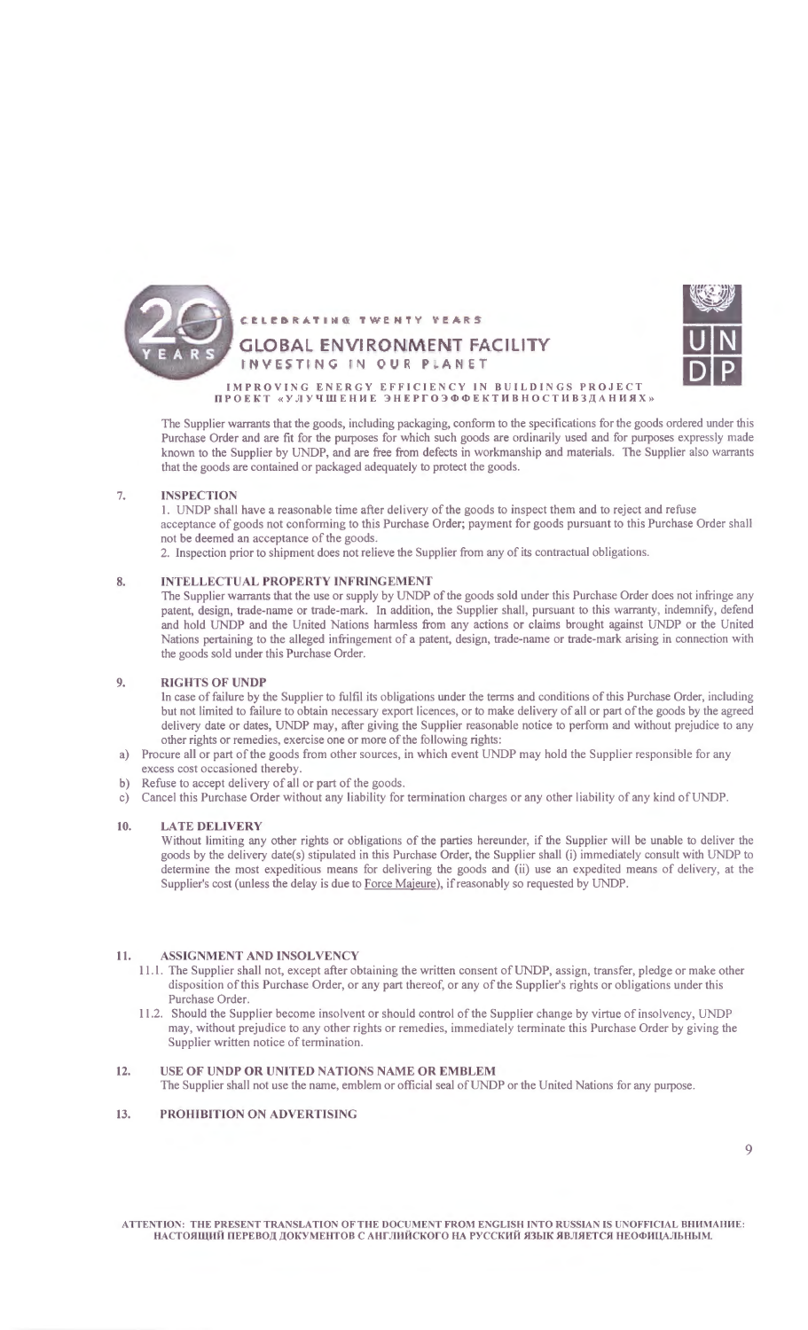The Supplier warrants that the goods, including packaging, conform to the specifications for the goods ordered under this Purchase Order and are fit for the purposes for which such goods are ordinarily used and for purposes expressly made known to the Supplier by UNDP, and are free from defects in workmanship and materials. The Supplier also warrants that the goods are contained or packaged adequately to protect the goods.

## 7. INSPECTION

1. UNDP shall have a reasonable time after delivery of the goods to inspect them and to reject and refuse acceptance of goods not conforming to this Purchase Order; payment for goods pursuant to this Purchase Order shall not be deemed an acceptance of the goods.
2. Inspection prior to shipment does not relieve the Supplier from any of its contractual obligations.

## 8. INTELLECTUAL PROPERTY INFRINGEMENT

The Supplier warrants that the use or supply by UNDP of the goods sold under this Purchase Order does not infringe any patent, design, trade-name or trade-mark. In addition, the Supplier shall, pursuant to this warranty, indemnify, defend and hold UNDP and the United Nations harmless from any actions or claims brought against UNDP or the United Nations pertaining to the alleged infringement of a patent, design, trade-name or trade-mark arising in connection with the goods sold under this Purchase Order.

## 9. RIGHTS OF UNDP

In case of failure by the Supplier to fulfil its obligations under the terms and conditions of this Purchase Order, including but not limited to failure to obtain necessary export licences, or to make delivery of all or part of the goods by the agreed delivery date or dates, UNDP may, after giving the Supplier reasonable notice to perform and without prejudice to any other rights or remedies, exercise one or more of the following rights:

a) Procure all or part of the goods from other sources, in which event UNDP may hold the Supplier responsible for any excess cost occasioned thereby.
b) Refuse to accept delivery of all or part of the goods.
c) Cancel this Purchase Order without any liability for termination charges or any other liability of any kind of UNDP.

## 10. LATE DELIVERY

Without limiting any other rights or obligations of the parties hereunder, if the Supplier will be unable to deliver the goods by the delivery date(s) stipulated in this Purchase Order, the Supplier shall (i) immediately consult with UNDP to determine the most expeditious means for delivering the goods and (ii) use an expedited means of delivery, at the Supplier's cost (unless the delay is due to Force Majeure), if reasonably so requested by UNDP.

## 11. ASSIGNMENT AND INSOLVENCY

11.1. The Supplier shall not, except after obtaining the written consent of UNDP, assign, transfer, pledge or make other disposition of this Purchase Order, or any part thereof, or any of the Supplier's rights or obligations under this Purchase Order.

11.2. Should the Supplier become insolvent or should control of the Supplier change by virtue of insolvency, UNDP may, without prejudice to any other rights or remedies, immediately terminate this Purchase Order by giving the Supplier written notice of termination.

## 12. USE OF UNDP OR UNITED NATIONS NAME OR EMBLEM

The Supplier shall not use the name, emblem or official seal of UNDP or the United Nations for any purpose.

## 13. PROHIBITION ON ADVERTISING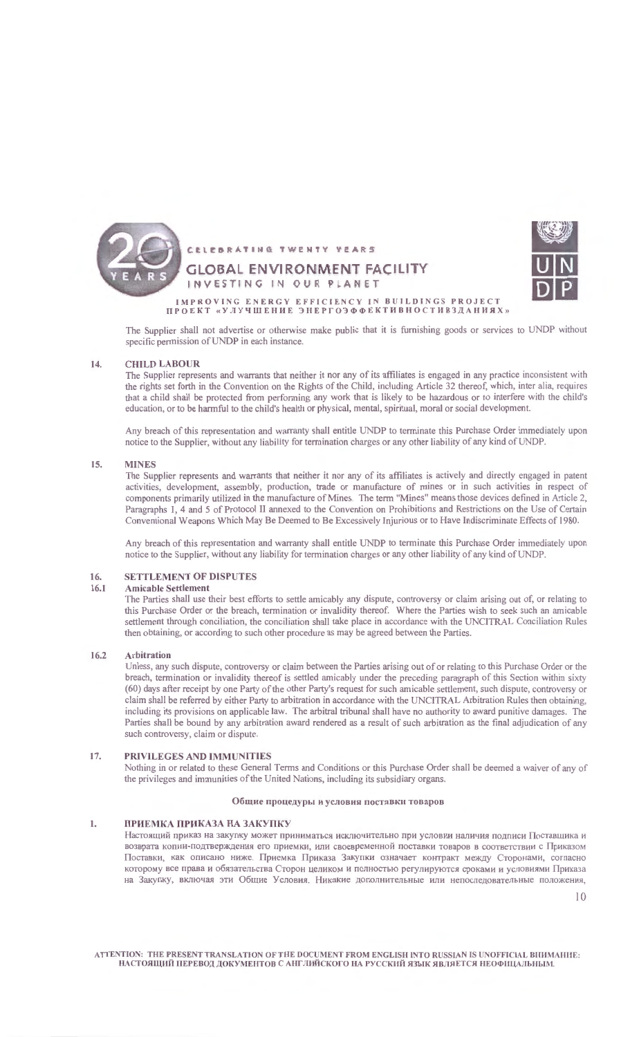The Supplier shall not advertise or otherwise make public that it is furnishing goods or services to UNDP without specific permission of UNDP in each instance.

## 14. CHILD LABOUR

The Supplier represents and warrants that neither it nor any of its affiliates is engaged in any practice inconsistent with the rights set forth in the Convention on the Rights of the Child, including Article 32 thereof, which, inter alia, requires that a child shall be protected from performing any work that is likely to be hazardous or to interfere with the child's education, or to be harmful to the child's health or physical, mental, spiritual, moral or social development.

Any breach of this representation and warranty shall entitle UNDP to terminate this Purchase Order immediately upon notice to the Supplier, without any liability for termination charges or any other liability of any kind of UNDP.

## 15. MINES

The Supplier represents and warrants that neither it nor any of its affiliates is actively and directly engaged in patent activities, development, assembly, production, trade or manufacture of mines or in such activities in respect of components primarily utilized in the manufacture of Mines. The term "Mines" means those devices defined in Article 2, Paragraphs 1, 4 and 5 of Protocol II annexed to the Convention on Prohibitions and Restrictions on the Use of Certain Conventional Weapons Which May Be Deemed to Be Excessively Injurious or to Have Indiscriminate Effects of 1980.

Any breach of this representation and warranty shall entitle UNDP to terminate this Purchase Order immediately upon notice to the Supplier, without any liability for termination charges or any other liability of any kind of UNDP.

## 16. SETTLEMENT OF DISPUTES

### 16.1 Amicable Settlement

The Parties shall use their best efforts to settle amicably any dispute, controversy or claim arising out of, or relating to this Purchase Order or the breach, termination or invalidity thereof. Where the Parties wish to seek such an amicable settlement through conciliation, the conciliation shall take place in accordance with the UNCITRAL Conciliation Rules then obtaining, or according to such other procedure as may be agreed between the Parties.

### 16.2 Arbitration

Unless, any such dispute, controversy or claim between the Parties arising out of or relating to this Purchase Order or the breach, termination or invalidity thereof is settled amicably under the preceding paragraph of this Section within sixty (60) days after receipt by one Party of the other Party's request for such amicable settlement, such dispute, controversy or claim shall be referred by either Party to arbitration in accordance with the UNCITRAL Arbitration Rules then obtaining, including its provisions on applicable law. The arbitral tribunal shall have no authority to award punitive damages. The Parties shall be bound by any arbitration award rendered as a result of such arbitration as the final adjudication of any such controversy, claim or dispute.

## 17. PRIVILEGES AND IMMUNITIES

Nothing in or related to these General Terms and Conditions or this Purchase Order shall be deemed a waiver of any of the privileges and immunities of the United Nations, including its subsidiary organs.

**Общие процедуры и условия поставки товаров**

## 1. ПРИЕМКА ПРИКАЗА НА ЗАКУПКУ

Настоящий приказ на закупку может приниматься исключительно при условии наличия подписи Поставщика и возврата копии-подтверждения его приемки, или своевременной поставки товаров в соответствии с Приказом Поставки, как описано ниже. Приемка Приказа Закупки означает контракт между Сторонами, согласно которому все права и обязательства Сторон целиком и полностью регулируются сроками и условиями Приказа на Закупку, включая эти Общие Условия. Никакие дополнительные или непоследовательные положения,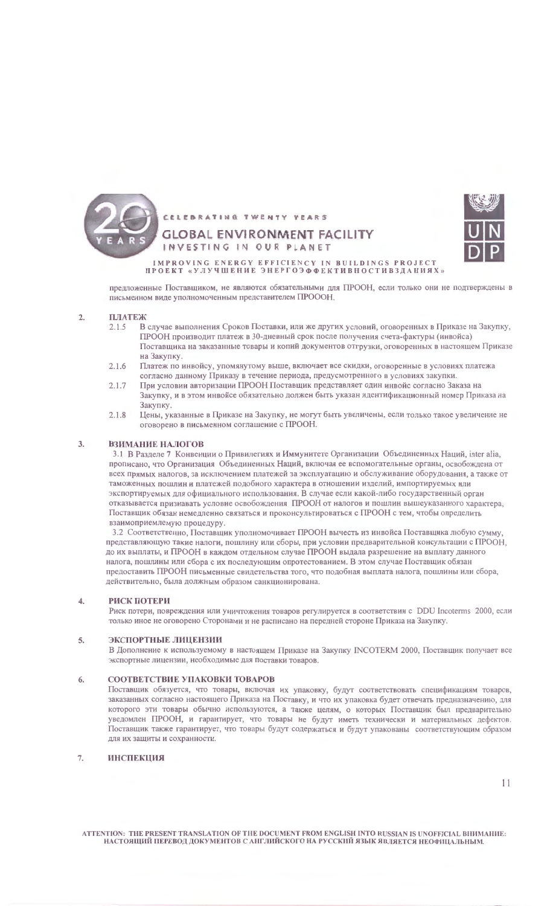предложенные Поставщиком, не являются обязательными для ПРООН, если только они не подтверждены в письменном виде уполномоченным представителем ПРОООН.

## 2. ПЛАТЕЖ

2.1.5 В случае выполнения Сроков Поставки, или же других условий, оговоренных в Приказе на Закупку, ПРООН производит платеж в 30-дневный срок после получения счета-фактуры (инвойса) Поставщика на заказанные товары и копий документов отгрузки, оговоренных в настоящем Приказе на Закупку.

2.1.6 Платеж по инвойсу, упомянутому выше, включает все скидки, оговоренные в условиях платежа согласно данному Приказу в течение периода, предусмотренного в условиях закупки.

2.1.7 При условии авторизации ПРООН Поставщик представляет один инвойс согласно Заказа на Закупку, и в этом инвойсе обязательно должен быть указан идентификационный номер Приказа на Закупку.

2.1.8 Цены, указанные в Приказе на Закупку, не могут быть увеличены, если только такое увеличение не оговорено в письменном соглашение с ПРООН.

## 3. ВЗИМАНИЕ НАЛОГОВ

3.1 В Разделе 7 Конвенции о Привилегиях и Иммунитете Организации Объединенных Наций, inter alia, прописано, что Организация Объединенных Наций, включая ее вспомогательные органы, освобождена от всех прямых налогов, за исключением платежей за эксплуатацию и обслуживание оборудования, а также от таможенных пошлин и платежей подобного характера в отношении изделий, импортируемых или экспортируемых для официального использования. В случае если какой-либо государственный орган отказывается признавать условие освобождения ПРООН от налогов и пошлин вышеуказанного характера, Поставщик обязан немедленно связаться и проконсультироваться с ПРООН с тем, чтобы определить взаимоприемлемую процедуру.

3.2 Соответственно, Поставщик уполномочивает ПРООН вычесть из инвойса Поставщика любую сумму, представляющую такие налоги, пошлину или сборы, при условии предварительной консультации с ПРООН, до их выплаты, и ПРООН в каждом отдельном случае ПРООН выдала разрешение на выплату данного налога, пошлины или сбора с их последующим опротестованием. В этом случае Поставщик обязан предоставить ПРООН письменные свидетельства того, что подобная выплата налога, пошлины или сбора, действительно, была должным образом санкционирована.

## 4. РИСК ПОТЕРИ

Риск потери, повреждения или уничтожения товаров регулируется в соответствии с DDU Incoterms 2000, если только иное не оговорено Сторонами и не расписано на передней стороне Приказа на Закупку.

## 5. ЭКСПОРТНЫЕ ЛИЦЕНЗИИ

В Дополнение к используемому в настоящем Приказе на Закупку INCOTERM 2000, Поставщик получает все экспортные лицензии, необходимые для поставки товаров.

## 6. СООТВЕТСТВИЕ УПАКОВКИ ТОВАРОВ

Поставщик обязуется, что товары, включая их упаковку, будут соответствовать спецификациям товаров, заказанных согласно настоящего Приказа на Поставку, и что их упаковка будет отвечать предназначению, для которого эти товары обычно используются, а также целям, о которых Поставщик был предварительно уведомлен ПРООН, и гарантирует, что товары не будут иметь технически и материальных дефектов. Поставщик также гарантирует, что товары будут содержаться и будут упакованы соответствующим образом для их защиты и сохранности.

## 7. ИНСПЕКЦИЯ

ATTENTION: THE PRESENT TRANSLATION OF THE DOCUMENT FROM ENGLISH INTO RUSSIAN IS UNOFFICIAL ВНИМАНИЕ: НАСТОЯЩИЙ ПЕРЕВОД ДОКУМЕНТОВ С АНГЛИЙСКОГО НА РУССКИЙ ЯЗЫК ЯВЛЯЕТСЯ НЕОФИЦИАЛЬНЫМ.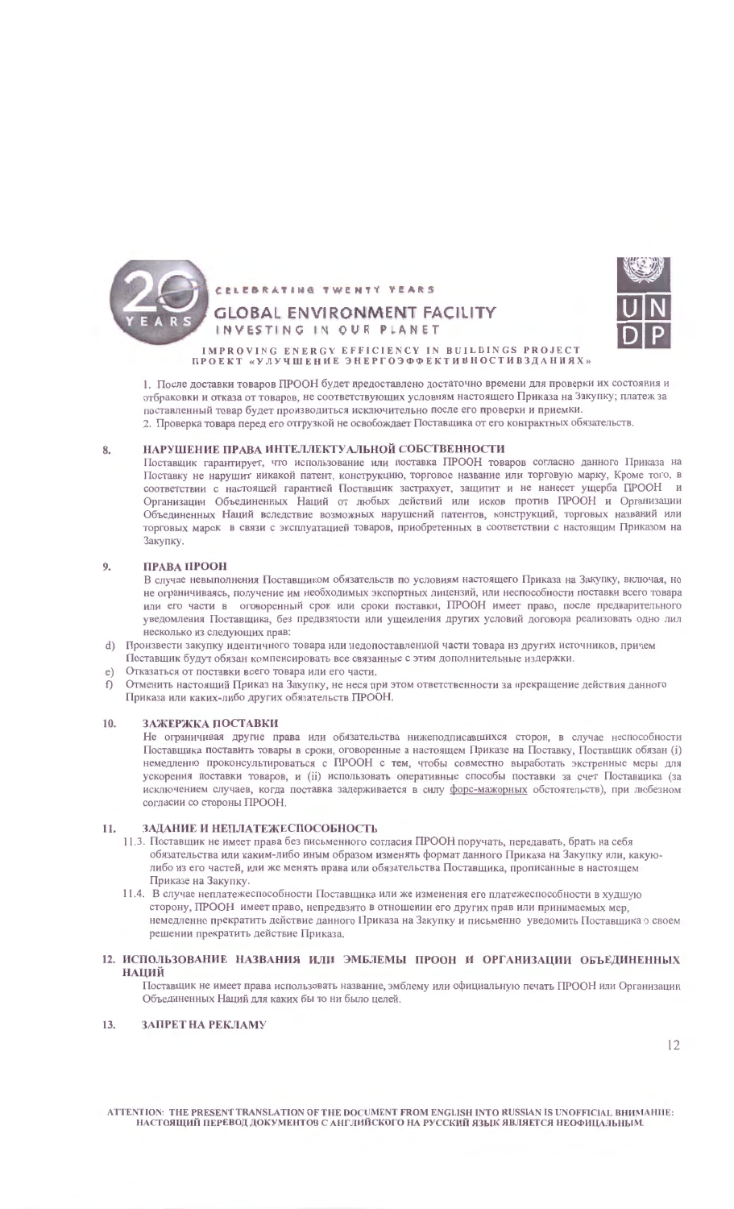1. После доставки товаров ПРООН будет предоставлено достаточно времени для проверки их состояния и отбраковки и отказа от товаров, не соответствующих условиям настоящего Приказа на Закупку; платеж за поставленный товар будет производиться исключительно после его проверки и приемки.
2. Проверка товара перед его отгрузкой не освобождает Поставщика от его контрактных обязательств.

## 8. НАРУШЕНИЕ ПРАВА ИНТЕЛЛЕКТУАЛЬНОЙ СОБСТВЕННОСТИ

Поставщик гарантирует, что использование или поставка ПРООН товаров согласно данного Приказа на Поставку не нарушит никакой патент, конструкцию, торговое название или торговую марку, Кроме того, в соответствии с настоящей гарантией Поставщик застрахует, защитит и не нанесет ущерба ПРООН и Организации Объединенных Наций от любых действий или исков против ПРООН и Организации Объединенных Наций вследствие возможных нарушений патентов, конструкций, торговых названий или торговых марок в связи с эксплуатацией товаров, приобретенных в соответствии с настоящим Приказом на Закупку.

## 9. ПРАВА ПРООН

В случае невыполнения Поставщиком обязательств по условиям настоящего Приказа на Закупку, включая, но не ограничиваясь, получение им необходимых экспортных лицензий, или неспособности поставки всего товара или его части в оговоренный срок или сроки поставки, ПРООН имеет право, после предварительного уведомления Поставщика, без предвзятости или ущемления других условий договора реализовать одно лил несколько из следующих прав:

d) Произвести закупку идентичного товара или недопоставленной части товара из других источников, причем Поставщик будут обязан компенсировать все связанные с этим дополнительные издержки.
e) Отказаться от поставки всего товара или его части.
f) Отменить настоящий Приказ на Закупку, не неся при этом ответственности за прекращение действия данного Приказа или каких-либо других обязательств ПРООН.

## 10. ЗАЖЕРЖКА ПОСТАВКИ

Не ограничивая другие права или обязательства нижеподписавшихся сторон, в случае неспособности Поставщика поставить товары в сроки, оговоренные в настоящем Приказе на Поставку, Поставщик обязан (i) немедленно проконсультироваться с ПРООН с тем, чтобы совместно выработать экстренные меры для ускорения поставки товаров, и (ii) использовать оперативные способы поставки за счет Поставщика (за исключением случаев, когда поставка задерживается в силу форс-мажорных обстоятельств), при любезном согласии со стороны ПРООН.

## 11. ЗАДАНИЕ И НЕПЛАТЕЖЕСПОСОБНОСТЬ

11.3. Поставщик не имеет права без письменного согласия ПРООН поручать, передавать, брать на себя обязательства или каким-либо иным образом изменять формат данного Приказа на Закупку или, какую-либо из его частей, или же менять права или обязательства Поставщика, прописанные в настоящем Приказе на Закупку.

11.4. В случае неплатежеспособности Поставщика или же изменения его платежеспособности в худшую сторону, ПРООН имеет право, непредвзято в отношении его других прав или принимаемых мер, немедленно прекратить действие данного Приказа на Закупку и письменно уведомить Поставщика о своем решении прекратить действие Приказа.

## 12. ИСПОЛЬЗОВАНИЕ НАЗВАНИЯ ИЛИ ЭМБЛЕМЫ ПРООН И ОРГАНИЗАЦИИ ОБЪЕДИНЕННЫХ НАЦИЙ

Поставщик не имеет права использовать название, эмблему или официальную печать ПРООН или Организации Объединенных Наций для каких бы то ни было целей.

## 13. ЗАПРЕТ НА РЕКЛАМУ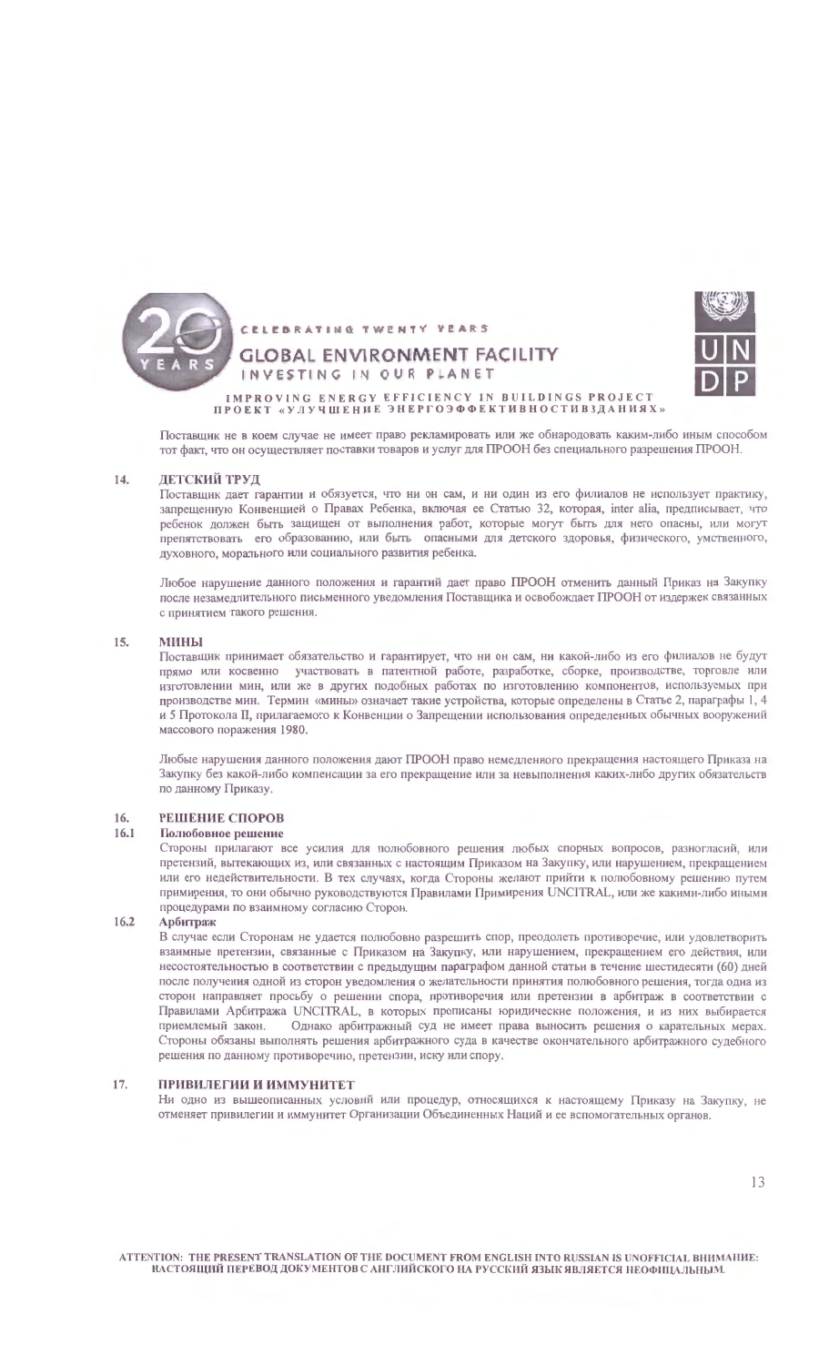Поставщик не в коем случае не имеет право рекламировать или же обнародовать каким-либо иным способом тот факт, что он осуществляет поставки товаров и услуг для ПРООН без специального разрешения ПРООН.

## 14. ДЕТСКИЙ ТРУД

Поставщик дает гарантии и обязуется, что ни он сам, и ни один из его филиалов не использует практику, запрещенную Конвенцией о Правах Ребенка, включая ее Статью 32, которая, inter alia, предписывает, что ребенок должен быть защищен от выполнения работ, которые могут быть для него опасны, или могут препятствовать его образованию, или быть опасными для детского здоровья, физического, умственного, духовного, морального или социального развития ребенка.

Любое нарушение данного положения и гарантий дает право ПРООН отменить данный Приказ на Закупку после незамедлительного письменного уведомления Поставщика и освобождает ПРООН от издержек связанных с принятием такого решения.

## 15. МИНЫ

Поставщик принимает обязательство и гарантирует, что ни он сам, ни какой-либо из его филиалов не будут прямо или косвенно участвовать в патентной работе, разработке, сборке, производстве, торговле или изготовлении мин, или же в других подобных работах по изготовлению компонентов, используемых при производстве мин. Термин «мины» означает такие устройства, которые определены в Статье 2, параграфы 1, 4 и 5 Протокола II, прилагаемого к Конвенции о Запрещении использования определенных обычных вооружений массового поражения 1980.

Любые нарушения данного положения дают ПРООН право немедленного прекращения настоящего Приказа на Закупку без какой-либо компенсации за его прекращение или за невыполнения каких-либо других обязательств по данному Приказу.

## 16. РЕШЕНИЕ СПОРОВ

### 16.1 Полюбовное решение

Стороны прилагают все усилия для полюбовного решения любых спорных вопросов, разногласий, или претензий, вытекающих из, или связанных с настоящим Приказом на Закупку, или нарушением, прекращением или его недействительности. В тех случаях, когда Стороны желают прийти к полюбовному решению путем примирения, то они обычно руководствуются Правилами Примирения UNCITRAL, или же какими-либо иными процедурами по взаимному согласию Сторон.

### 16.2 Арбитраж

В случае если Сторонам не удается полюбовно разрешить спор, преодолеть противоречие, или удовлетворить взаимные претензии, связанные с Приказом на Закупку, или нарушением, прекращением его действия, или несостоятельностью в соответствии с предыдущим параграфом данной статьи в течение шестидесяти (60) дней после получения одной из сторон уведомления о желательности принятия полюбовного решения, тогда одна из сторон направляет просьбу о решении спора, противоречия или претензии в арбитраж в соответствии с Правилами Арбитража UNCITRAL, в которых прописаны юридические положения, и из них выбирается приемлемый закон. Однако арбитражный суд не имеет права выносить решения о карательных мерах. Стороны обязаны выполнять решения арбитражного суда в качестве окончательного арбитражного судебного решения по данному противоречию, претензии, иску или спору.

## 17. ПРИВИЛЕГИИ И ИММУНИТЕТ

Ни одно из вышеописанных условий или процедур, относящихся к настоящему Приказу на Закупку, не отменяет привилегии и иммунитет Организации Объединенных Наций и ее вспомогательных органов.